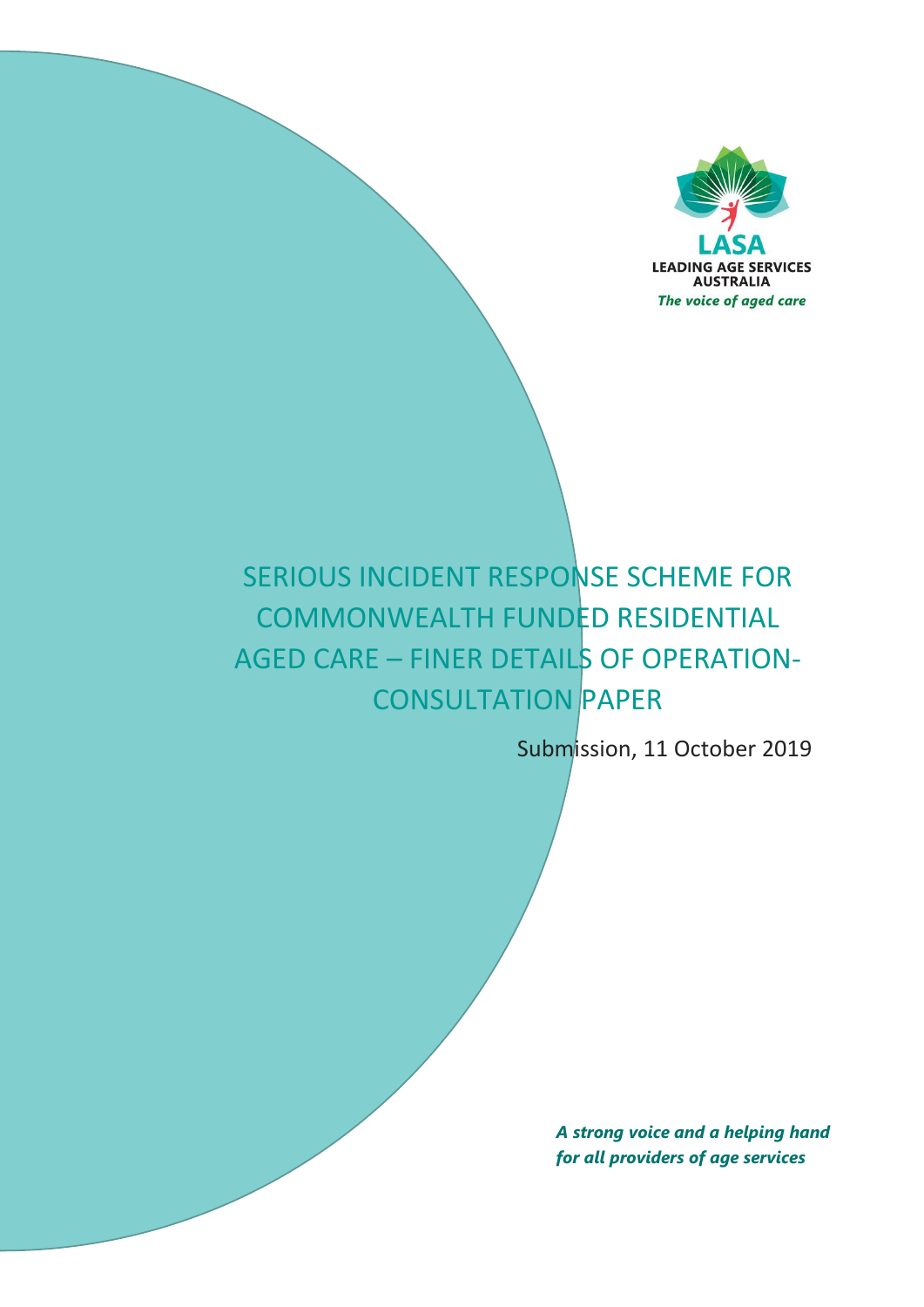LASA

LEADING AGE SERVICES AUSTRALIA

*The voice of aged care*

# SERIOUS INCIDENT RESPONSE SCHEME FOR COMMONWEALTH FUNDED RESIDENTIAL AGED CARE – FINER DETAILS OF OPERATION-CONSULTATION PAPER

Submission, 11 October 2019

***A strong voice and a helping hand for all providers of age services***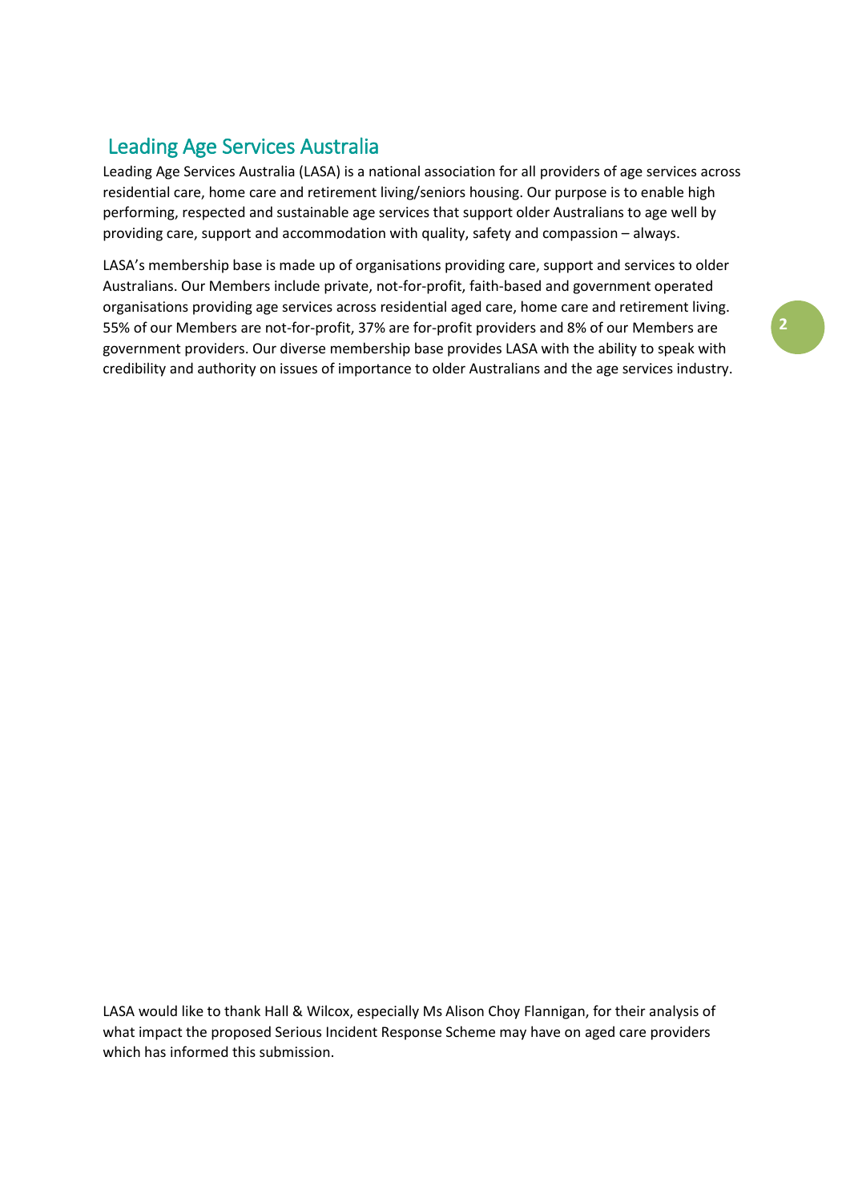## Leading Age Services Australia

Leading Age Services Australia (LASA) is a national association for all providers of age services across residential care, home care and retirement living/seniors housing. Our purpose is to enable high performing, respected and sustainable age services that support older Australians to age well by providing care, support and accommodation with quality, safety and compassion – always.

LASA's membership base is made up of organisations providing care, support and services to older Australians. Our Members include private, not-for-profit, faith-based and government operated organisations providing age services across residential aged care, home care and retirement living. 55% of our Members are not-for-profit, 37% are for-profit providers and 8% of our Members are government providers. Our diverse membership base provides LASA with the ability to speak with credibility and authority on issues of importance to older Australians and the age services industry.

LASA would like to thank Hall & Wilcox, especially Ms Alison Choy Flannigan, for their analysis of what impact the proposed Serious Incident Response Scheme may have on aged care providers which has informed this submission.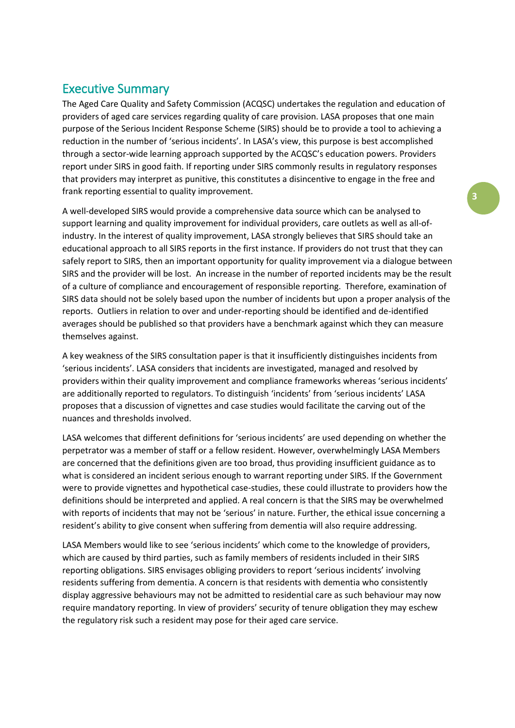## Executive Summary

The Aged Care Quality and Safety Commission (ACQSC) undertakes the regulation and education of providers of aged care services regarding quality of care provision. LASA proposes that one main purpose of the Serious Incident Response Scheme (SIRS) should be to provide a tool to achieving a reduction in the number of 'serious incidents'. In LASA's view, this purpose is best accomplished through a sector-wide learning approach supported by the ACQSC's education powers. Providers report under SIRS in good faith. If reporting under SIRS commonly results in regulatory responses that providers may interpret as punitive, this constitutes a disincentive to engage in the free and frank reporting essential to quality improvement.

A well-developed SIRS would provide a comprehensive data source which can be analysed to support learning and quality improvement for individual providers, care outlets as well as all-of-industry. In the interest of quality improvement, LASA strongly believes that SIRS should take an educational approach to all SIRS reports in the first instance. If providers do not trust that they can safely report to SIRS, then an important opportunity for quality improvement via a dialogue between SIRS and the provider will be lost. An increase in the number of reported incidents may be the result of a culture of compliance and encouragement of responsible reporting. Therefore, examination of SIRS data should not be solely based upon the number of incidents but upon a proper analysis of the reports. Outliers in relation to over and under-reporting should be identified and de-identified averages should be published so that providers have a benchmark against which they can measure themselves against.

A key weakness of the SIRS consultation paper is that it insufficiently distinguishes incidents from 'serious incidents'. LASA considers that incidents are investigated, managed and resolved by providers within their quality improvement and compliance frameworks whereas 'serious incidents' are additionally reported to regulators. To distinguish 'incidents' from 'serious incidents' LASA proposes that a discussion of vignettes and case studies would facilitate the carving out of the nuances and thresholds involved.

LASA welcomes that different definitions for 'serious incidents' are used depending on whether the perpetrator was a member of staff or a fellow resident. However, overwhelmingly LASA Members are concerned that the definitions given are too broad, thus providing insufficient guidance as to what is considered an incident serious enough to warrant reporting under SIRS. If the Government were to provide vignettes and hypothetical case-studies, these could illustrate to providers how the definitions should be interpreted and applied. A real concern is that the SIRS may be overwhelmed with reports of incidents that may not be 'serious' in nature. Further, the ethical issue concerning a resident's ability to give consent when suffering from dementia will also require addressing.

LASA Members would like to see 'serious incidents' which come to the knowledge of providers, which are caused by third parties, such as family members of residents included in their SIRS reporting obligations. SIRS envisages obliging providers to report 'serious incidents' involving residents suffering from dementia. A concern is that residents with dementia who consistently display aggressive behaviours may not be admitted to residential care as such behaviour may now require mandatory reporting. In view of providers' security of tenure obligation they may eschew the regulatory risk such a resident may pose for their aged care service.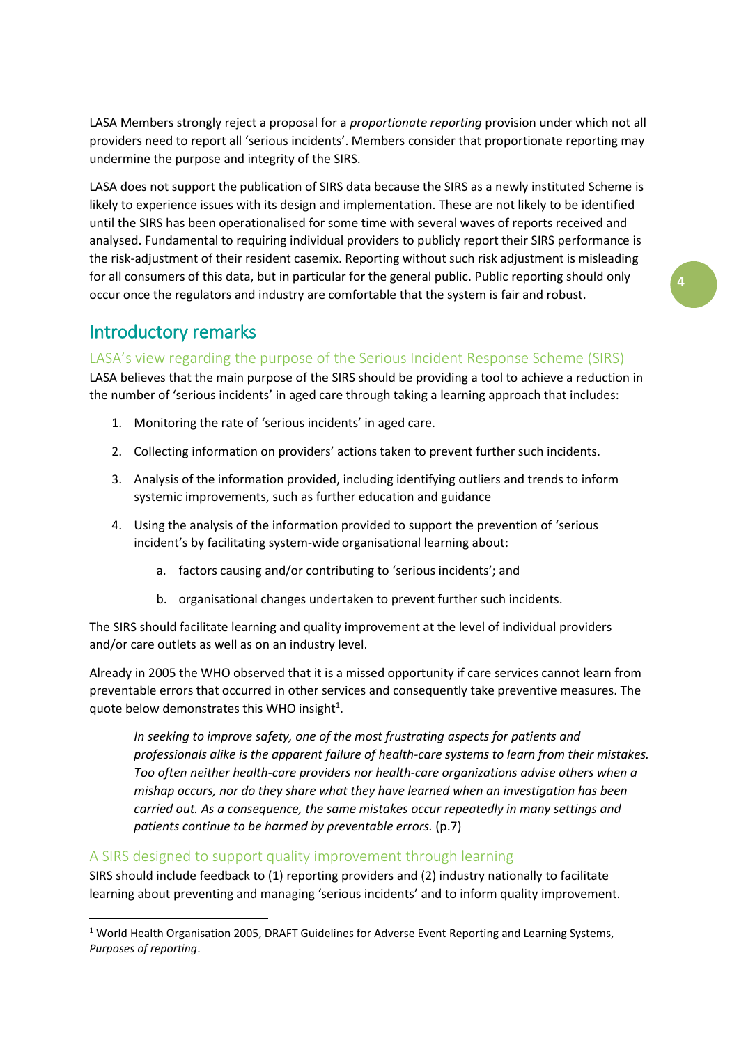LASA Members strongly reject a proposal for a *proportionate reporting* provision under which not all providers need to report all 'serious incidents'. Members consider that proportionate reporting may undermine the purpose and integrity of the SIRS.

LASA does not support the publication of SIRS data because the SIRS as a newly instituted Scheme is likely to experience issues with its design and implementation. These are not likely to be identified until the SIRS has been operationalised for some time with several waves of reports received and analysed. Fundamental to requiring individual providers to publicly report their SIRS performance is the risk-adjustment of their resident casemix. Reporting without such risk adjustment is misleading for all consumers of this data, but in particular for the general public. Public reporting should only occur once the regulators and industry are comfortable that the system is fair and robust.

## Introductory remarks

### LASA's view regarding the purpose of the Serious Incident Response Scheme (SIRS)

LASA believes that the main purpose of the SIRS should be providing a tool to achieve a reduction in the number of 'serious incidents' in aged care through taking a learning approach that includes:

1. Monitoring the rate of 'serious incidents' in aged care.
2. Collecting information on providers' actions taken to prevent further such incidents.
3. Analysis of the information provided, including identifying outliers and trends to inform systemic improvements, such as further education and guidance
4. Using the analysis of the information provided to support the prevention of 'serious incident's by facilitating system-wide organisational learning about:
    a. factors causing and/or contributing to 'serious incidents'; and
    b. organisational changes undertaken to prevent further such incidents.

The SIRS should facilitate learning and quality improvement at the level of individual providers and/or care outlets as well as on an industry level.

Already in 2005 the WHO observed that it is a missed opportunity if care services cannot learn from preventable errors that occurred in other services and consequently take preventive measures. The quote below demonstrates this WHO insight[1].

> *In seeking to improve safety, one of the most frustrating aspects for patients and professionals alike is the apparent failure of health-care systems to learn from their mistakes. Too often neither health-care providers nor health-care organizations advise others when a mishap occurs, nor do they share what they have learned when an investigation has been carried out. As a consequence, the same mistakes occur repeatedly in many settings and patients continue to be harmed by preventable errors.* (p.7)

### A SIRS designed to support quality improvement through learning

SIRS should include feedback to (1) reporting providers and (2) industry nationally to facilitate learning about preventing and managing 'serious incidents' and to inform quality improvement.

---

[1] World Health Organisation 2005, DRAFT Guidelines for Adverse Event Reporting and Learning Systems, *Purposes of reporting*.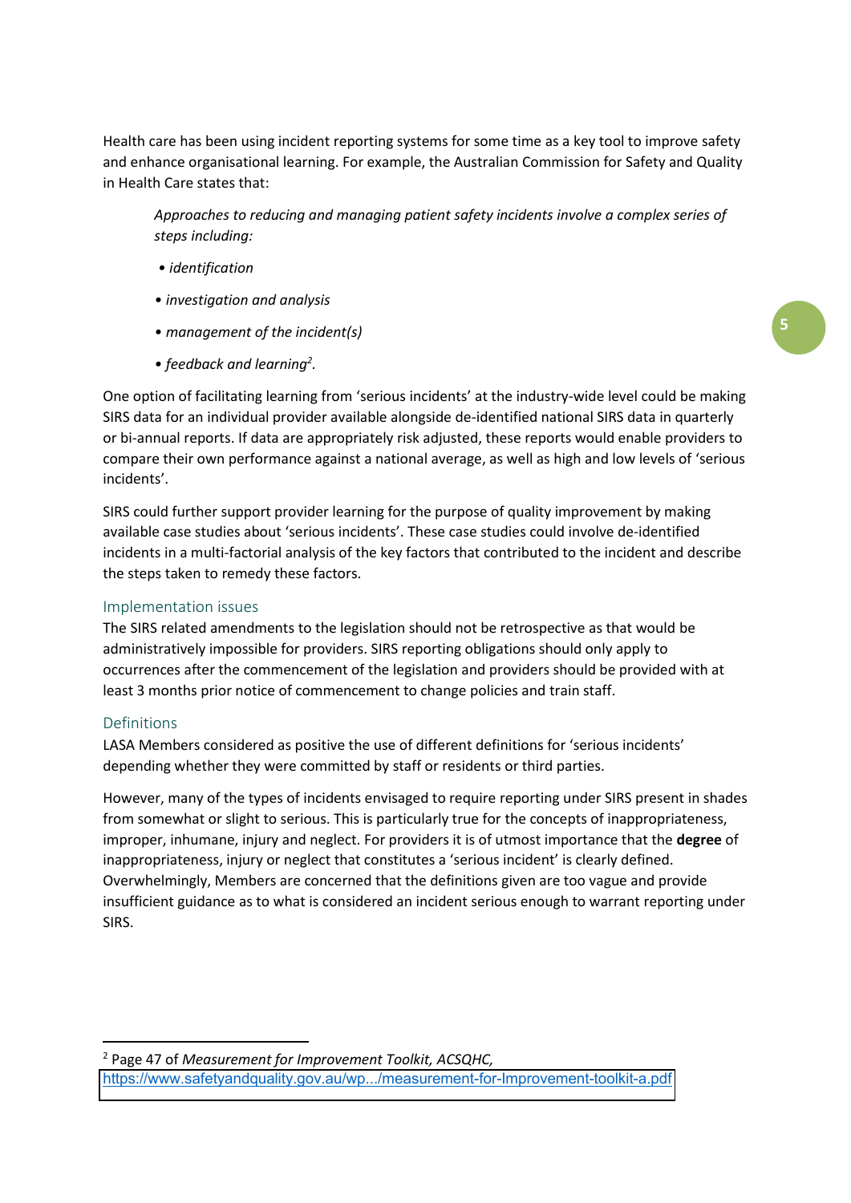Health care has been using incident reporting systems for some time as a key tool to improve safety and enhance organisational learning. For example, the Australian Commission for Safety and Quality in Health Care states that:

> *Approaches to reducing and managing patient safety incidents involve a complex series of steps including:*
>
> - *identification*
> - *investigation and analysis*
> - *management of the incident(s)*
> - *feedback and learning*[2].

One option of facilitating learning from 'serious incidents' at the industry-wide level could be making SIRS data for an individual provider available alongside de-identified national SIRS data in quarterly or bi-annual reports. If data are appropriately risk adjusted, these reports would enable providers to compare their own performance against a national average, as well as high and low levels of 'serious incidents'.

SIRS could further support provider learning for the purpose of quality improvement by making available case studies about 'serious incidents'. These case studies could involve de-identified incidents in a multi-factorial analysis of the key factors that contributed to the incident and describe the steps taken to remedy these factors.

## Implementation issues

The SIRS related amendments to the legislation should not be retrospective as that would be administratively impossible for providers. SIRS reporting obligations should only apply to occurrences after the commencement of the legislation and providers should be provided with at least 3 months prior notice of commencement to change policies and train staff.

## Definitions

LASA Members considered as positive the use of different definitions for 'serious incidents' depending whether they were committed by staff or residents or third parties.

However, many of the types of incidents envisaged to require reporting under SIRS present in shades from somewhat or slight to serious. This is particularly true for the concepts of inappropriateness, improper, inhumane, injury and neglect. For providers it is of utmost importance that the **degree** of inappropriateness, injury or neglect that constitutes a 'serious incident' is clearly defined. Overwhelmingly, Members are concerned that the definitions given are too vague and provide insufficient guidance as to what is considered an incident serious enough to warrant reporting under SIRS.

---

[2] Page 47 of *Measurement for Improvement Toolkit, ACSQHC,* https://www.safetyandquality.gov.au/wp.../measurement-for-Improvement-toolkit-a.pdf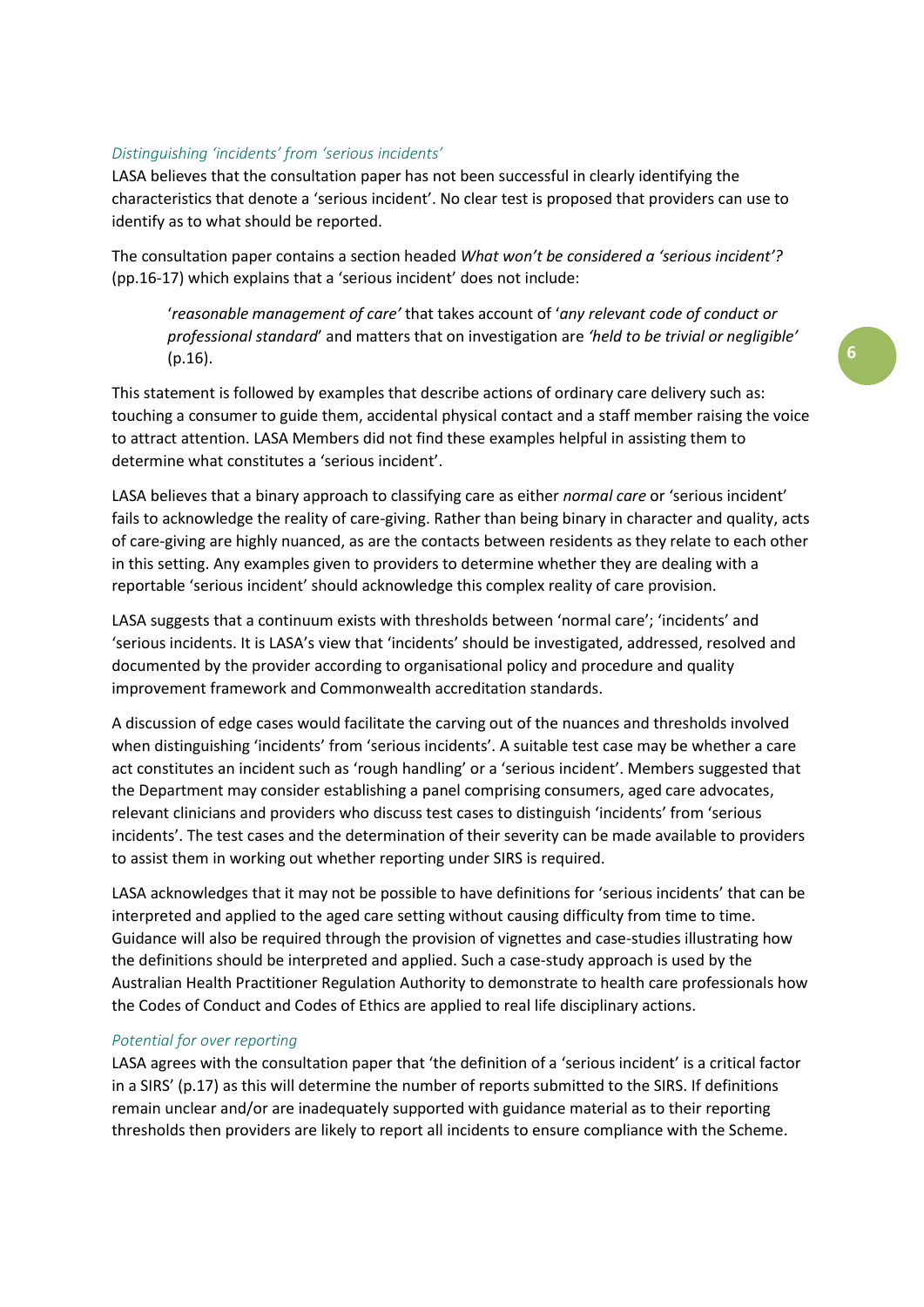### *Distinguishing 'incidents' from 'serious incidents'*

LASA believes that the consultation paper has not been successful in clearly identifying the characteristics that denote a 'serious incident'. No clear test is proposed that providers can use to identify as to what should be reported.

The consultation paper contains a section headed *What won't be considered a 'serious incident'?* (pp.16-17) which explains that a 'serious incident' does not include:

> '*reasonable management of care'* that takes account of '*any relevant code of conduct or professional standard*' and matters that on investigation are *'held to be trivial or negligible'* (p.16).

This statement is followed by examples that describe actions of ordinary care delivery such as: touching a consumer to guide them, accidental physical contact and a staff member raising the voice to attract attention. LASA Members did not find these examples helpful in assisting them to determine what constitutes a 'serious incident'.

LASA believes that a binary approach to classifying care as either *normal care* or 'serious incident' fails to acknowledge the reality of care-giving. Rather than being binary in character and quality, acts of care-giving are highly nuanced, as are the contacts between residents as they relate to each other in this setting. Any examples given to providers to determine whether they are dealing with a reportable 'serious incident' should acknowledge this complex reality of care provision.

LASA suggests that a continuum exists with thresholds between 'normal care'; 'incidents' and 'serious incidents. It is LASA's view that 'incidents' should be investigated, addressed, resolved and documented by the provider according to organisational policy and procedure and quality improvement framework and Commonwealth accreditation standards.

A discussion of edge cases would facilitate the carving out of the nuances and thresholds involved when distinguishing 'incidents' from 'serious incidents'. A suitable test case may be whether a care act constitutes an incident such as 'rough handling' or a 'serious incident'. Members suggested that the Department may consider establishing a panel comprising consumers, aged care advocates, relevant clinicians and providers who discuss test cases to distinguish 'incidents' from 'serious incidents'. The test cases and the determination of their severity can be made available to providers to assist them in working out whether reporting under SIRS is required.

LASA acknowledges that it may not be possible to have definitions for 'serious incidents' that can be interpreted and applied to the aged care setting without causing difficulty from time to time. Guidance will also be required through the provision of vignettes and case-studies illustrating how the definitions should be interpreted and applied. Such a case-study approach is used by the Australian Health Practitioner Regulation Authority to demonstrate to health care professionals how the Codes of Conduct and Codes of Ethics are applied to real life disciplinary actions.

### *Potential for over reporting*

LASA agrees with the consultation paper that 'the definition of a 'serious incident' is a critical factor in a SIRS' (p.17) as this will determine the number of reports submitted to the SIRS. If definitions remain unclear and/or are inadequately supported with guidance material as to their reporting thresholds then providers are likely to report all incidents to ensure compliance with the Scheme.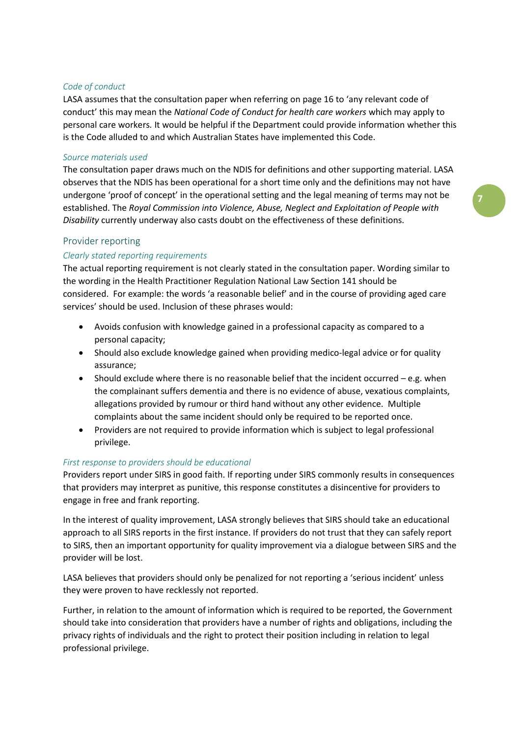### *Code of conduct*

LASA assumes that the consultation paper when referring on page 16 to 'any relevant code of conduct' this may mean the *National Code of Conduct for health care workers* which may apply to personal care workers. It would be helpful if the Department could provide information whether this is the Code alluded to and which Australian States have implemented this Code.

### *Source materials used*

The consultation paper draws much on the NDIS for definitions and other supporting material. LASA observes that the NDIS has been operational for a short time only and the definitions may not have undergone 'proof of concept' in the operational setting and the legal meaning of terms may not be established. The *Royal Commission into Violence, Abuse, Neglect and Exploitation of People with Disability* currently underway also casts doubt on the effectiveness of these definitions.

## Provider reporting

### *Clearly stated reporting requirements*

The actual reporting requirement is not clearly stated in the consultation paper. Wording similar to the wording in the Health Practitioner Regulation National Law Section 141 should be considered. For example: the words 'a reasonable belief' and in the course of providing aged care services' should be used. Inclusion of these phrases would:

- Avoids confusion with knowledge gained in a professional capacity as compared to a personal capacity;
- Should also exclude knowledge gained when providing medico-legal advice or for quality assurance;
- Should exclude where there is no reasonable belief that the incident occurred – e.g. when the complainant suffers dementia and there is no evidence of abuse, vexatious complaints, allegations provided by rumour or third hand without any other evidence. Multiple complaints about the same incident should only be required to be reported once.
- Providers are not required to provide information which is subject to legal professional privilege.

### *First response to providers should be educational*

Providers report under SIRS in good faith. If reporting under SIRS commonly results in consequences that providers may interpret as punitive, this response constitutes a disincentive for providers to engage in free and frank reporting.

In the interest of quality improvement, LASA strongly believes that SIRS should take an educational approach to all SIRS reports in the first instance. If providers do not trust that they can safely report to SIRS, then an important opportunity for quality improvement via a dialogue between SIRS and the provider will be lost.

LASA believes that providers should only be penalized for not reporting a 'serious incident' unless they were proven to have recklessly not reported.

Further, in relation to the amount of information which is required to be reported, the Government should take into consideration that providers have a number of rights and obligations, including the privacy rights of individuals and the right to protect their position including in relation to legal professional privilege.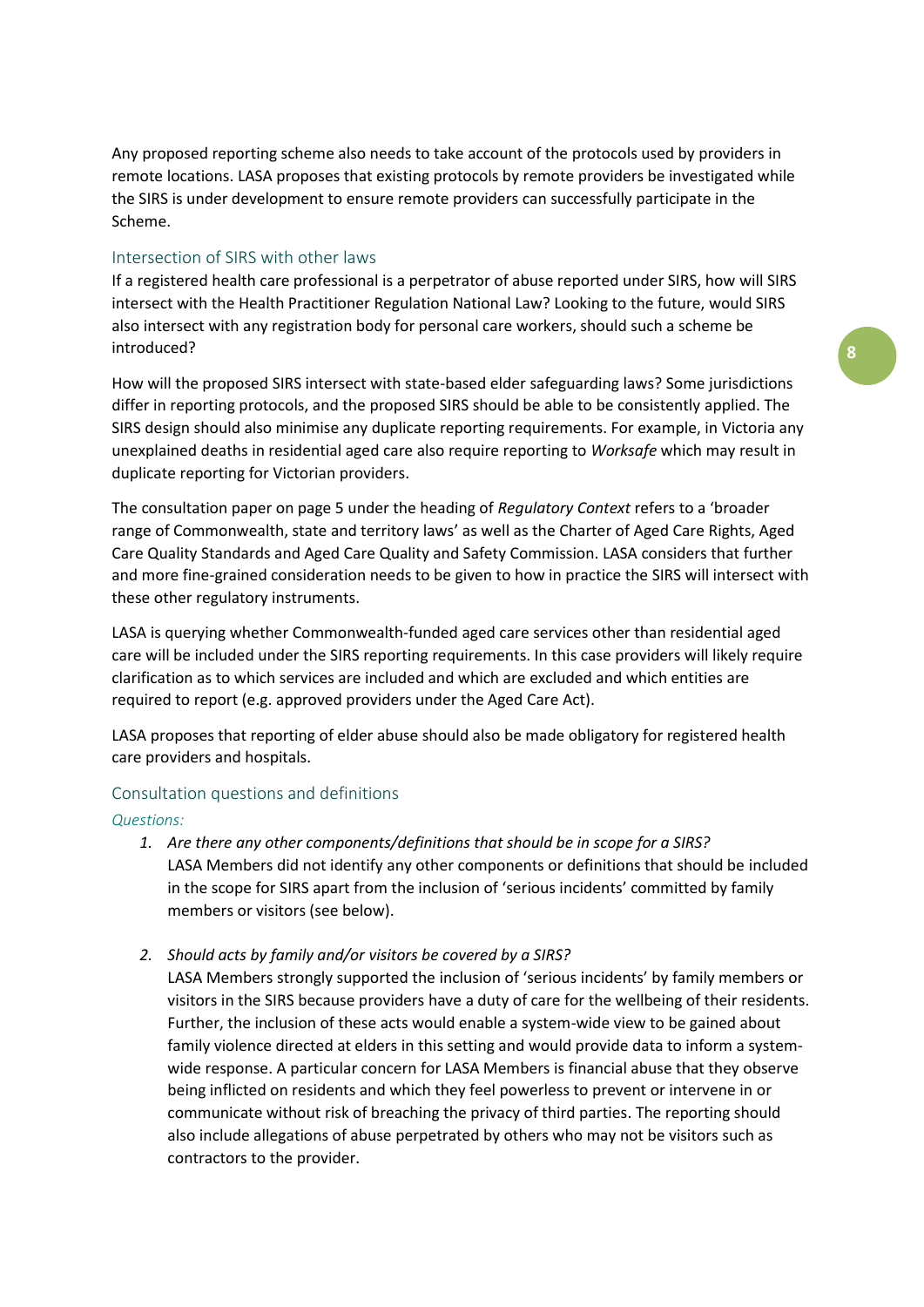Any proposed reporting scheme also needs to take account of the protocols used by providers in remote locations. LASA proposes that existing protocols by remote providers be investigated while the SIRS is under development to ensure remote providers can successfully participate in the Scheme.

## Intersection of SIRS with other laws

If a registered health care professional is a perpetrator of abuse reported under SIRS, how will SIRS intersect with the Health Practitioner Regulation National Law? Looking to the future, would SIRS also intersect with any registration body for personal care workers, should such a scheme be introduced?

How will the proposed SIRS intersect with state-based elder safeguarding laws? Some jurisdictions differ in reporting protocols, and the proposed SIRS should be able to be consistently applied. The SIRS design should also minimise any duplicate reporting requirements. For example, in Victoria any unexplained deaths in residential aged care also require reporting to *Worksafe* which may result in duplicate reporting for Victorian providers.

The consultation paper on page 5 under the heading of *Regulatory Context* refers to a 'broader range of Commonwealth, state and territory laws' as well as the Charter of Aged Care Rights, Aged Care Quality Standards and Aged Care Quality and Safety Commission. LASA considers that further and more fine-grained consideration needs to be given to how in practice the SIRS will intersect with these other regulatory instruments.

LASA is querying whether Commonwealth-funded aged care services other than residential aged care will be included under the SIRS reporting requirements. In this case providers will likely require clarification as to which services are included and which are excluded and which entities are required to report (e.g. approved providers under the Aged Care Act).

LASA proposes that reporting of elder abuse should also be made obligatory for registered health care providers and hospitals.

## Consultation questions and definitions

*Questions:*

1. *Are there any other components/definitions that should be in scope for a SIRS?*
   LASA Members did not identify any other components or definitions that should be included in the scope for SIRS apart from the inclusion of 'serious incidents' committed by family members or visitors (see below).

2. *Should acts by family and/or visitors be covered by a SIRS?*
   LASA Members strongly supported the inclusion of 'serious incidents' by family members or visitors in the SIRS because providers have a duty of care for the wellbeing of their residents. Further, the inclusion of these acts would enable a system-wide view to be gained about family violence directed at elders in this setting and would provide data to inform a system-wide response. A particular concern for LASA Members is financial abuse that they observe being inflicted on residents and which they feel powerless to prevent or intervene in or communicate without risk of breaching the privacy of third parties. The reporting should also include allegations of abuse perpetrated by others who may not be visitors such as contractors to the provider.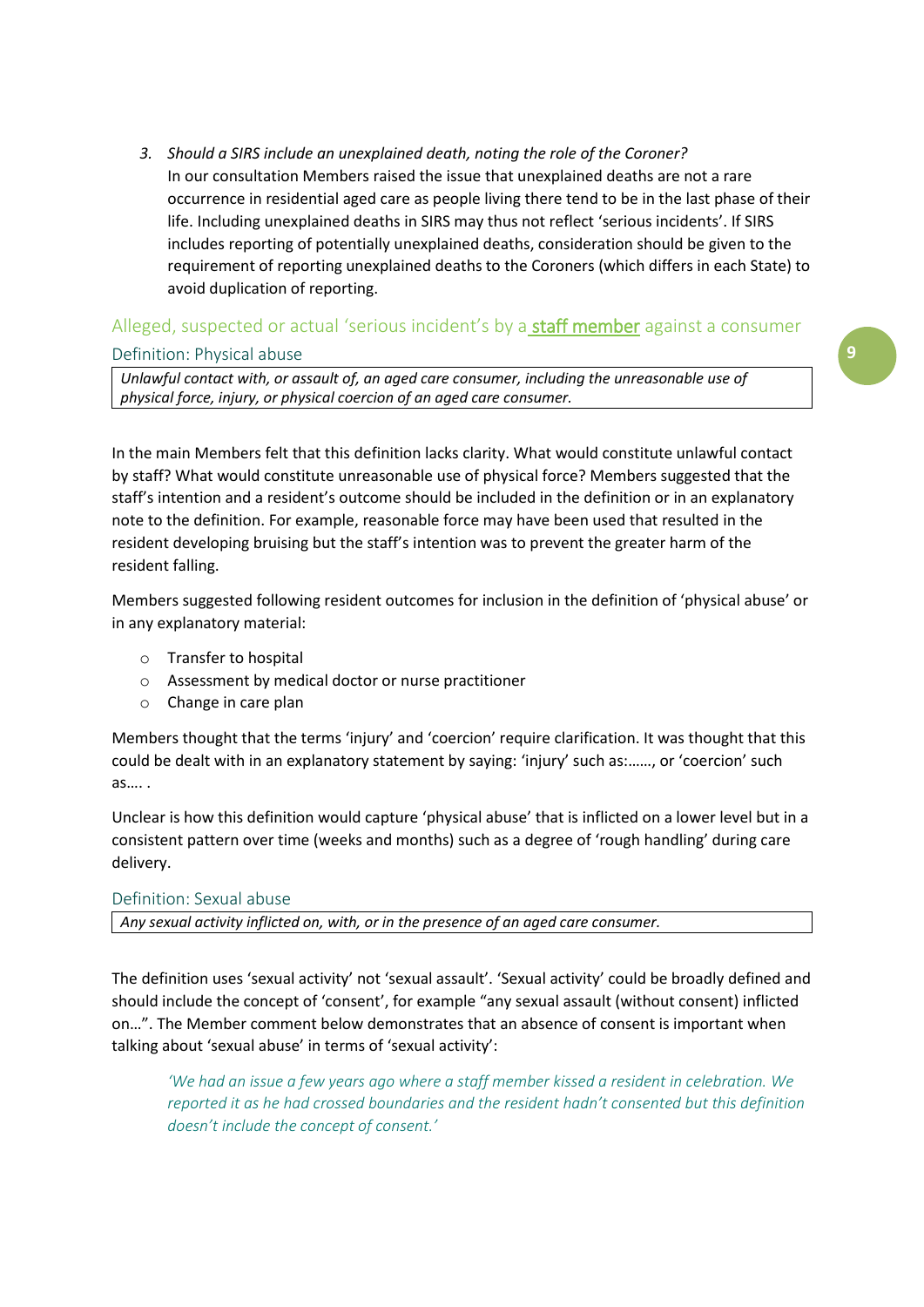3. *Should a SIRS include an unexplained death, noting the role of the Coroner?*
   In our consultation Members raised the issue that unexplained deaths are not a rare occurrence in residential aged care as people living there tend to be in the last phase of their life. Including unexplained deaths in SIRS may thus not reflect 'serious incidents'. If SIRS includes reporting of potentially unexplained deaths, consideration should be given to the requirement of reporting unexplained deaths to the Coroners (which differs in each State) to avoid duplication of reporting.

## Alleged, suspected or actual 'serious incident's by a **staff member** against a consumer

### Definition: Physical abuse

| *Unlawful contact with, or assault of, an aged care consumer, including the unreasonable use of physical force, injury, or physical coercion of an aged care consumer.* |
|---|

In the main Members felt that this definition lacks clarity. What would constitute unlawful contact by staff? What would constitute unreasonable use of physical force? Members suggested that the staff's intention and a resident's outcome should be included in the definition or in an explanatory note to the definition. For example, reasonable force may have been used that resulted in the resident developing bruising but the staff's intention was to prevent the greater harm of the resident falling.

Members suggested following resident outcomes for inclusion in the definition of 'physical abuse' or in any explanatory material:

- Transfer to hospital
- Assessment by medical doctor or nurse practitioner
- Change in care plan

Members thought that the terms 'injury' and 'coercion' require clarification. It was thought that this could be dealt with in an explanatory statement by saying: 'injury' such as:……, or 'coercion' such as…. .

Unclear is how this definition would capture 'physical abuse' that is inflicted on a lower level but in a consistent pattern over time (weeks and months) such as a degree of 'rough handling' during care delivery.

### Definition: Sexual abuse

| *Any sexual activity inflicted on, with, or in the presence of an aged care consumer.* |
|---|

The definition uses 'sexual activity' not 'sexual assault'. 'Sexual activity' could be broadly defined and should include the concept of 'consent', for example "any sexual assault (without consent) inflicted on…". The Member comment below demonstrates that an absence of consent is important when talking about 'sexual abuse' in terms of 'sexual activity':

> *'We had an issue a few years ago where a staff member kissed a resident in celebration. We reported it as he had crossed boundaries and the resident hadn't consented but this definition doesn't include the concept of consent.'*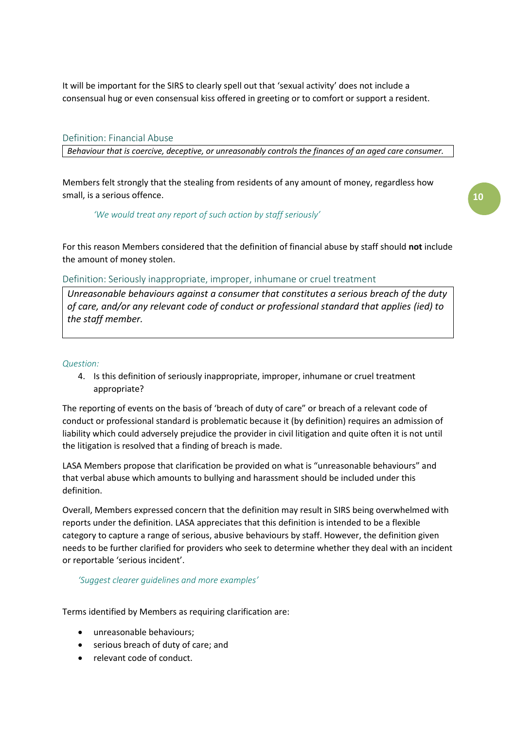It will be important for the SIRS to clearly spell out that 'sexual activity' does not include a consensual hug or even consensual kiss offered in greeting or to comfort or support a resident.

### Definition: Financial Abuse

> *Behaviour that is coercive, deceptive, or unreasonably controls the finances of an aged care consumer.*

Members felt strongly that the stealing from residents of any amount of money, regardless how small, is a serious offence.

> *'We would treat any report of such action by staff seriously'*

For this reason Members considered that the definition of financial abuse by staff should **not** include the amount of money stolen.

### Definition: Seriously inappropriate, improper, inhumane or cruel treatment

> *Unreasonable behaviours against a consumer that constitutes a serious breach of the duty of care, and/or any relevant code of conduct or professional standard that applies (ied) to the staff member.*

*Question:*

4. Is this definition of seriously inappropriate, improper, inhumane or cruel treatment appropriate?

The reporting of events on the basis of 'breach of duty of care" or breach of a relevant code of conduct or professional standard is problematic because it (by definition) requires an admission of liability which could adversely prejudice the provider in civil litigation and quite often it is not until the litigation is resolved that a finding of breach is made.

LASA Members propose that clarification be provided on what is "unreasonable behaviours" and that verbal abuse which amounts to bullying and harassment should be included under this definition.

Overall, Members expressed concern that the definition may result in SIRS being overwhelmed with reports under the definition. LASA appreciates that this definition is intended to be a flexible category to capture a range of serious, abusive behaviours by staff. However, the definition given needs to be further clarified for providers who seek to determine whether they deal with an incident or reportable 'serious incident'.

> *'Suggest clearer guidelines and more examples'*

Terms identified by Members as requiring clarification are:

- unreasonable behaviours;
- serious breach of duty of care; and
- relevant code of conduct.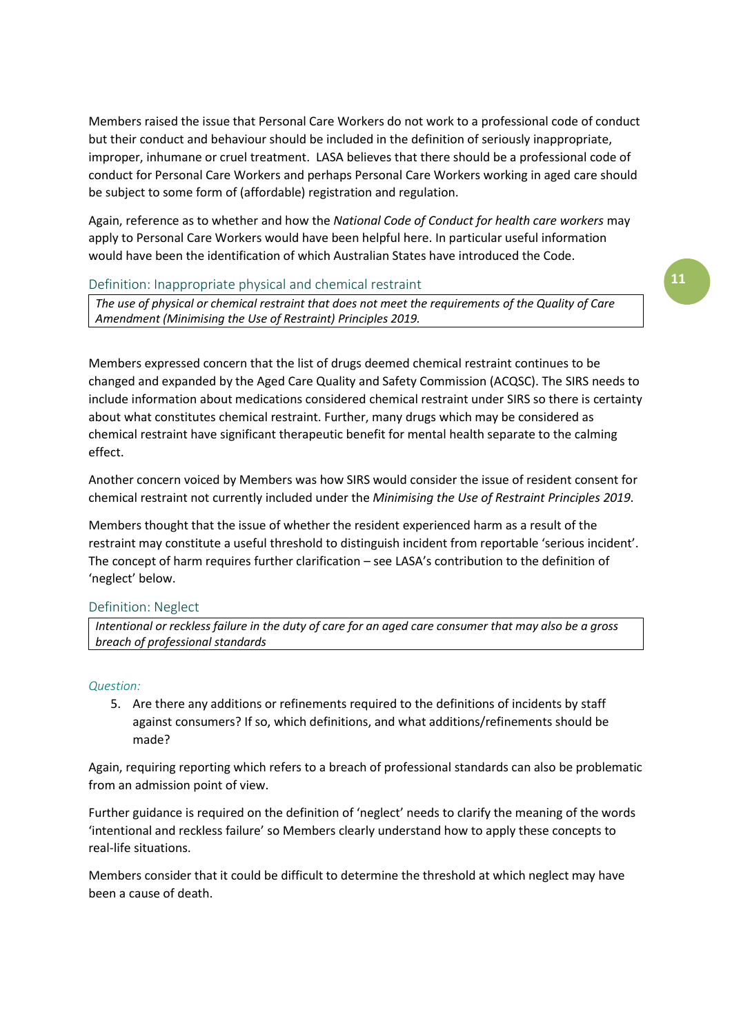Members raised the issue that Personal Care Workers do not work to a professional code of conduct but their conduct and behaviour should be included in the definition of seriously inappropriate, improper, inhumane or cruel treatment.  LASA believes that there should be a professional code of conduct for Personal Care Workers and perhaps Personal Care Workers working in aged care should be subject to some form of (affordable) registration and regulation.

Again, reference as to whether and how the *National Code of Conduct for health care workers* may apply to Personal Care Workers would have been helpful here. In particular useful information would have been the identification of which Australian States have introduced the Code.

### Definition: Inappropriate physical and chemical restraint

*The use of physical or chemical restraint that does not meet the requirements of the Quality of Care Amendment (Minimising the Use of Restraint) Principles 2019.*

Members expressed concern that the list of drugs deemed chemical restraint continues to be changed and expanded by the Aged Care Quality and Safety Commission (ACQSC). The SIRS needs to include information about medications considered chemical restraint under SIRS so there is certainty about what constitutes chemical restraint. Further, many drugs which may be considered as chemical restraint have significant therapeutic benefit for mental health separate to the calming effect.

Another concern voiced by Members was how SIRS would consider the issue of resident consent for chemical restraint not currently included under the *Minimising the Use of Restraint Principles 2019.*

Members thought that the issue of whether the resident experienced harm as a result of the restraint may constitute a useful threshold to distinguish incident from reportable 'serious incident'. The concept of harm requires further clarification – see LASA's contribution to the definition of 'neglect' below.

### Definition: Neglect

*Intentional or reckless failure in the duty of care for an aged care consumer that may also be a gross breach of professional standards*

*Question:*

5. Are there any additions or refinements required to the definitions of incidents by staff against consumers? If so, which definitions, and what additions/refinements should be made?

Again, requiring reporting which refers to a breach of professional standards can also be problematic from an admission point of view.

Further guidance is required on the definition of 'neglect' needs to clarify the meaning of the words 'intentional and reckless failure' so Members clearly understand how to apply these concepts to real-life situations.

Members consider that it could be difficult to determine the threshold at which neglect may have been a cause of death.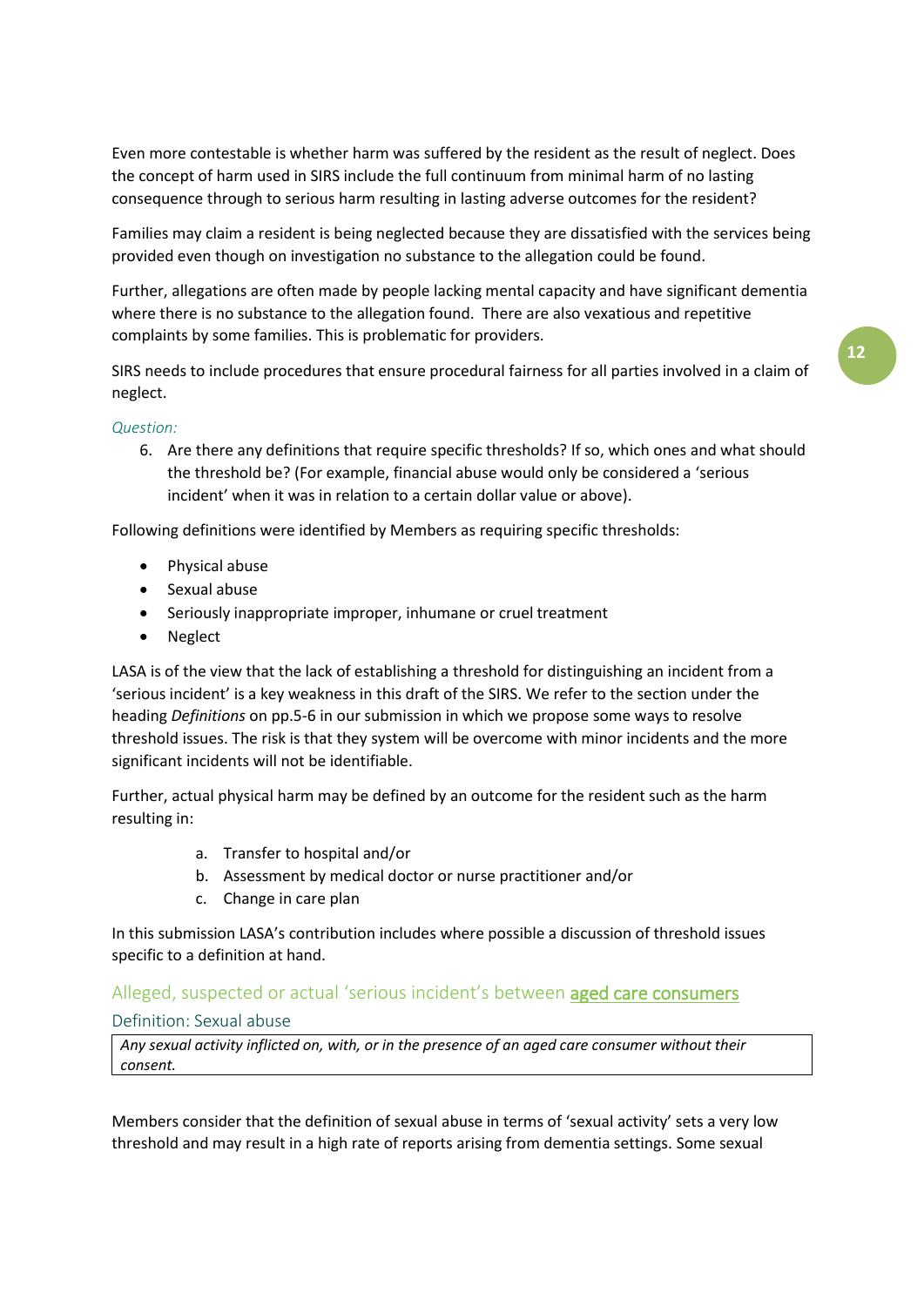Even more contestable is whether harm was suffered by the resident as the result of neglect. Does the concept of harm used in SIRS include the full continuum from minimal harm of no lasting consequence through to serious harm resulting in lasting adverse outcomes for the resident?

Families may claim a resident is being neglected because they are dissatisfied with the services being provided even though on investigation no substance to the allegation could be found.

Further, allegations are often made by people lacking mental capacity and have significant dementia where there is no substance to the allegation found. There are also vexatious and repetitive complaints by some families. This is problematic for providers.

SIRS needs to include procedures that ensure procedural fairness for all parties involved in a claim of neglect.

*Question:*

6. Are there any definitions that require specific thresholds? If so, which ones and what should the threshold be? (For example, financial abuse would only be considered a 'serious incident' when it was in relation to a certain dollar value or above).

Following definitions were identified by Members as requiring specific thresholds:

- Physical abuse
- Sexual abuse
- Seriously inappropriate improper, inhumane or cruel treatment
- Neglect

LASA is of the view that the lack of establishing a threshold for distinguishing an incident from a 'serious incident' is a key weakness in this draft of the SIRS. We refer to the section under the heading *Definitions* on pp.5-6 in our submission in which we propose some ways to resolve threshold issues. The risk is that they system will be overcome with minor incidents and the more significant incidents will not be identifiable.

Further, actual physical harm may be defined by an outcome for the resident such as the harm resulting in:

a. Transfer to hospital and/or
b. Assessment by medical doctor or nurse practitioner and/or
c. Change in care plan

In this submission LASA's contribution includes where possible a discussion of threshold issues specific to a definition at hand.

## Alleged, suspected or actual 'serious incident's between aged care consumers

### Definition: Sexual abuse

| *Any sexual activity inflicted on, with, or in the presence of an aged care consumer without their consent.* |
|---|

Members consider that the definition of sexual abuse in terms of 'sexual activity' sets a very low threshold and may result in a high rate of reports arising from dementia settings. Some sexual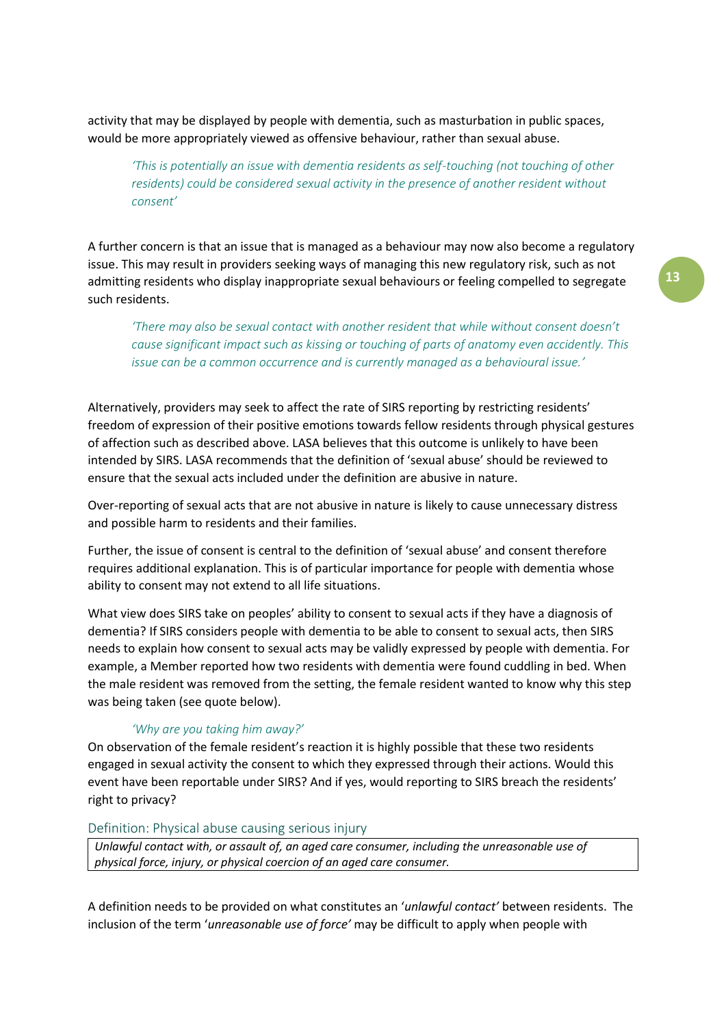activity that may be displayed by people with dementia, such as masturbation in public spaces, would be more appropriately viewed as offensive behaviour, rather than sexual abuse.

> *'This is potentially an issue with dementia residents as self-touching (not touching of other residents) could be considered sexual activity in the presence of another resident without consent'*

A further concern is that an issue that is managed as a behaviour may now also become a regulatory issue. This may result in providers seeking ways of managing this new regulatory risk, such as not admitting residents who display inappropriate sexual behaviours or feeling compelled to segregate such residents.

> *'There may also be sexual contact with another resident that while without consent doesn't cause significant impact such as kissing or touching of parts of anatomy even accidently. This issue can be a common occurrence and is currently managed as a behavioural issue.'*

Alternatively, providers may seek to affect the rate of SIRS reporting by restricting residents' freedom of expression of their positive emotions towards fellow residents through physical gestures of affection such as described above. LASA believes that this outcome is unlikely to have been intended by SIRS. LASA recommends that the definition of 'sexual abuse' should be reviewed to ensure that the sexual acts included under the definition are abusive in nature.

Over-reporting of sexual acts that are not abusive in nature is likely to cause unnecessary distress and possible harm to residents and their families.

Further, the issue of consent is central to the definition of 'sexual abuse' and consent therefore requires additional explanation. This is of particular importance for people with dementia whose ability to consent may not extend to all life situations.

What view does SIRS take on peoples' ability to consent to sexual acts if they have a diagnosis of dementia? If SIRS considers people with dementia to be able to consent to sexual acts, then SIRS needs to explain how consent to sexual acts may be validly expressed by people with dementia. For example, a Member reported how two residents with dementia were found cuddling in bed. When the male resident was removed from the setting, the female resident wanted to know why this step was being taken (see quote below).

> *'Why are you taking him away?'*

On observation of the female resident's reaction it is highly possible that these two residents engaged in sexual activity the consent to which they expressed through their actions. Would this event have been reportable under SIRS? And if yes, would reporting to SIRS breach the residents' right to privacy?

### Definition: Physical abuse causing serious injury

| *Unlawful contact with, or assault of, an aged care consumer, including the unreasonable use of physical force, injury, or physical coercion of an aged care consumer.* |
|---|

A definition needs to be provided on what constitutes an '*unlawful contact'* between residents. The inclusion of the term '*unreasonable use of force'* may be difficult to apply when people with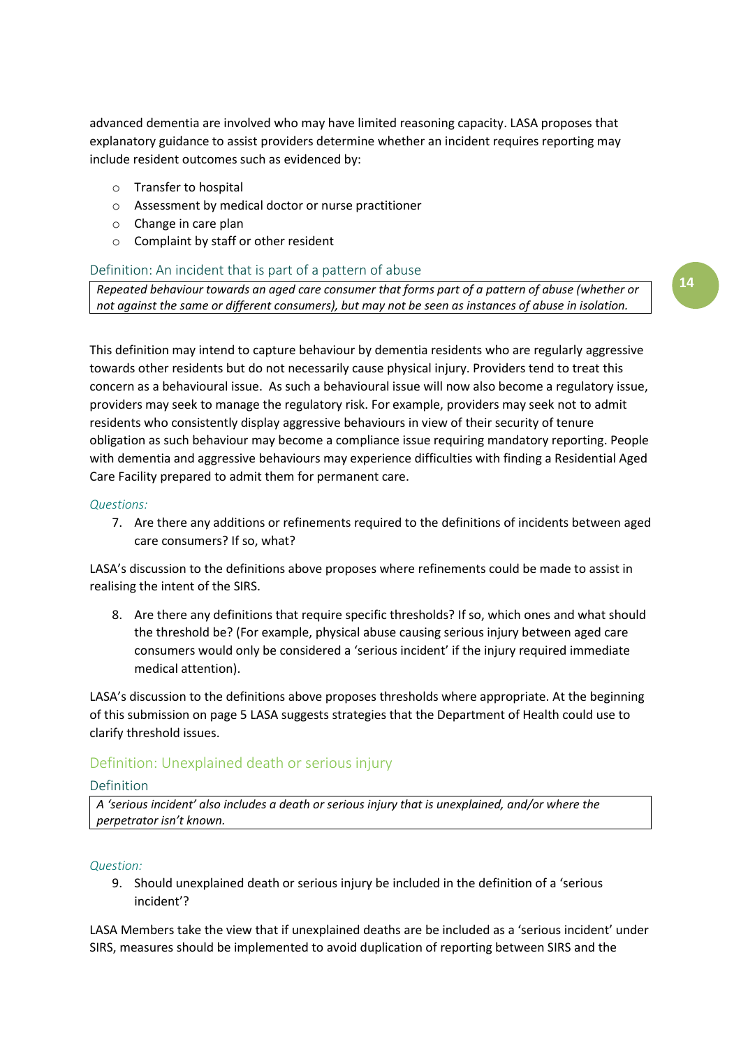advanced dementia are involved who may have limited reasoning capacity. LASA proposes that explanatory guidance to assist providers determine whether an incident requires reporting may include resident outcomes such as evidenced by:

- Transfer to hospital
- Assessment by medical doctor or nurse practitioner
- Change in care plan
- Complaint by staff or other resident

### Definition: An incident that is part of a pattern of abuse

*Repeated behaviour towards an aged care consumer that forms part of a pattern of abuse (whether or not against the same or different consumers), but may not be seen as instances of abuse in isolation.*

This definition may intend to capture behaviour by dementia residents who are regularly aggressive towards other residents but do not necessarily cause physical injury. Providers tend to treat this concern as a behavioural issue. As such a behavioural issue will now also become a regulatory issue, providers may seek to manage the regulatory risk. For example, providers may seek not to admit residents who consistently display aggressive behaviours in view of their security of tenure obligation as such behaviour may become a compliance issue requiring mandatory reporting. People with dementia and aggressive behaviours may experience difficulties with finding a Residential Aged Care Facility prepared to admit them for permanent care.

*Questions:*

7. Are there any additions or refinements required to the definitions of incidents between aged care consumers? If so, what?

LASA's discussion to the definitions above proposes where refinements could be made to assist in realising the intent of the SIRS.

8. Are there any definitions that require specific thresholds? If so, which ones and what should the threshold be? (For example, physical abuse causing serious injury between aged care consumers would only be considered a 'serious incident' if the injury required immediate medical attention).

LASA's discussion to the definitions above proposes thresholds where appropriate. At the beginning of this submission on page 5 LASA suggests strategies that the Department of Health could use to clarify threshold issues.

## Definition: Unexplained death or serious injury

### Definition

*A 'serious incident' also includes a death or serious injury that is unexplained, and/or where the perpetrator isn't known.*

*Question:*

9. Should unexplained death or serious injury be included in the definition of a 'serious incident'?

LASA Members take the view that if unexplained deaths are be included as a 'serious incident' under SIRS, measures should be implemented to avoid duplication of reporting between SIRS and the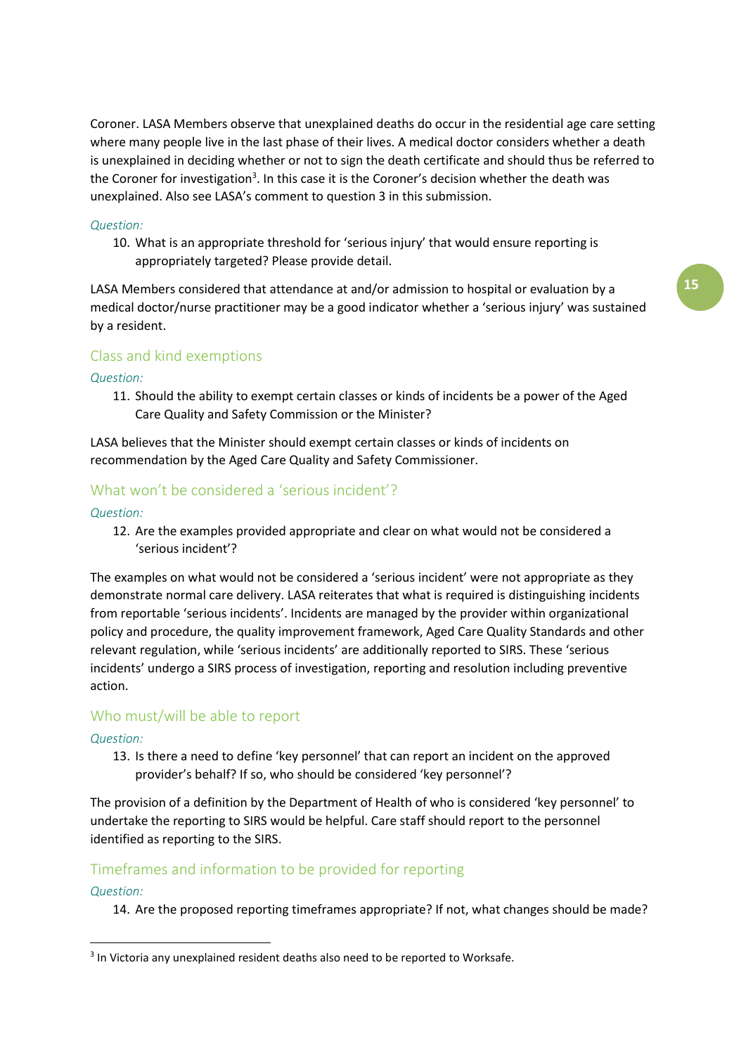Coroner. LASA Members observe that unexplained deaths do occur in the residential age care setting where many people live in the last phase of their lives. A medical doctor considers whether a death is unexplained in deciding whether or not to sign the death certificate and should thus be referred to the Coroner for investigation[3]. In this case it is the Coroner's decision whether the death was unexplained. Also see LASA's comment to question 3 in this submission.

*Question:*

10. What is an appropriate threshold for 'serious injury' that would ensure reporting is appropriately targeted? Please provide detail.

LASA Members considered that attendance at and/or admission to hospital or evaluation by a medical doctor/nurse practitioner may be a good indicator whether a 'serious injury' was sustained by a resident.

## Class and kind exemptions

*Question:*

11. Should the ability to exempt certain classes or kinds of incidents be a power of the Aged Care Quality and Safety Commission or the Minister?

LASA believes that the Minister should exempt certain classes or kinds of incidents on recommendation by the Aged Care Quality and Safety Commissioner.

## What won't be considered a 'serious incident'?

*Question:*

12. Are the examples provided appropriate and clear on what would not be considered a 'serious incident'?

The examples on what would not be considered a 'serious incident' were not appropriate as they demonstrate normal care delivery. LASA reiterates that what is required is distinguishing incidents from reportable 'serious incidents'. Incidents are managed by the provider within organizational policy and procedure, the quality improvement framework, Aged Care Quality Standards and other relevant regulation, while 'serious incidents' are additionally reported to SIRS. These 'serious incidents' undergo a SIRS process of investigation, reporting and resolution including preventive action.

## Who must/will be able to report

*Question:*

13. Is there a need to define 'key personnel' that can report an incident on the approved provider's behalf? If so, who should be considered 'key personnel'?

The provision of a definition by the Department of Health of who is considered 'key personnel' to undertake the reporting to SIRS would be helpful. Care staff should report to the personnel identified as reporting to the SIRS.

## Timeframes and information to be provided for reporting

*Question:*

14. Are the proposed reporting timeframes appropriate? If not, what changes should be made?

---

[3] In Victoria any unexplained resident deaths also need to be reported to Worksafe.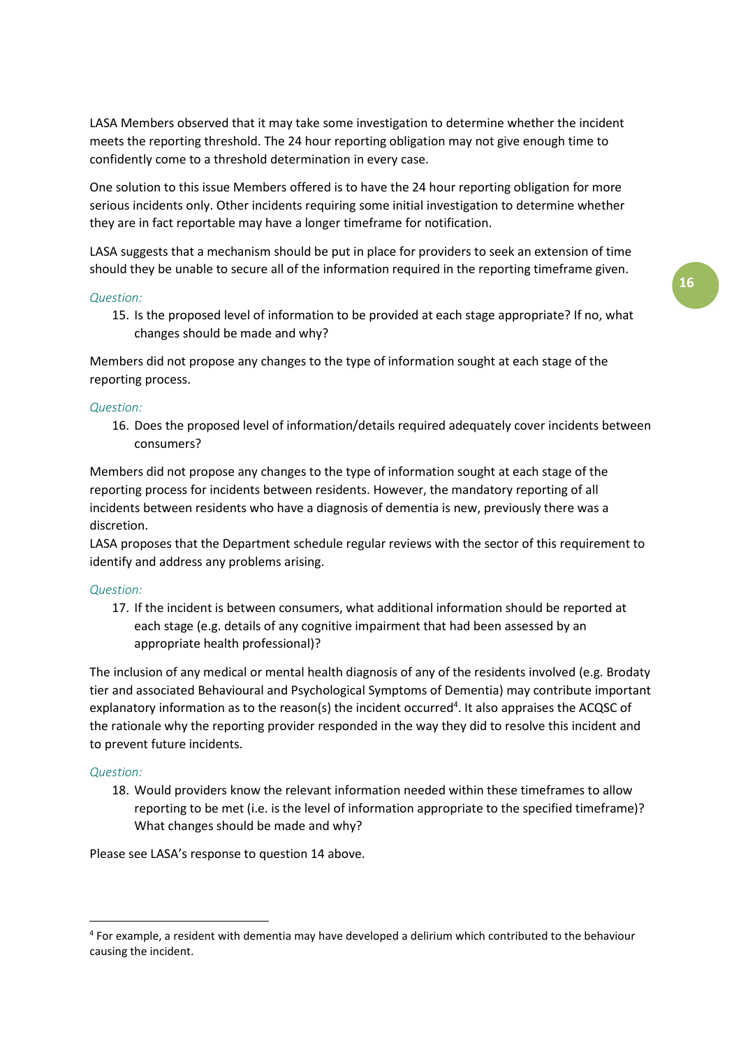LASA Members observed that it may take some investigation to determine whether the incident meets the reporting threshold. The 24 hour reporting obligation may not give enough time to confidently come to a threshold determination in every case.

One solution to this issue Members offered is to have the 24 hour reporting obligation for more serious incidents only. Other incidents requiring some initial investigation to determine whether they are in fact reportable may have a longer timeframe for notification.

LASA suggests that a mechanism should be put in place for providers to seek an extension of time should they be unable to secure all of the information required in the reporting timeframe given.

*Question:*

15. Is the proposed level of information to be provided at each stage appropriate? If no, what changes should be made and why?

Members did not propose any changes to the type of information sought at each stage of the reporting process.

*Question:*

16. Does the proposed level of information/details required adequately cover incidents between consumers?

Members did not propose any changes to the type of information sought at each stage of the reporting process for incidents between residents. However, the mandatory reporting of all incidents between residents who have a diagnosis of dementia is new, previously there was a discretion.

LASA proposes that the Department schedule regular reviews with the sector of this requirement to identify and address any problems arising.

*Question:*

17. If the incident is between consumers, what additional information should be reported at each stage (e.g. details of any cognitive impairment that had been assessed by an appropriate health professional)?

The inclusion of any medical or mental health diagnosis of any of the residents involved (e.g. Brodaty tier and associated Behavioural and Psychological Symptoms of Dementia) may contribute important explanatory information as to the reason(s) the incident occurred[4]. It also appraises the ACQSC of the rationale why the reporting provider responded in the way they did to resolve this incident and to prevent future incidents.

*Question:*

18. Would providers know the relevant information needed within these timeframes to allow reporting to be met (i.e. is the level of information appropriate to the specified timeframe)? What changes should be made and why?

Please see LASA's response to question 14 above.

---

[4] For example, a resident with dementia may have developed a delirium which contributed to the behaviour causing the incident.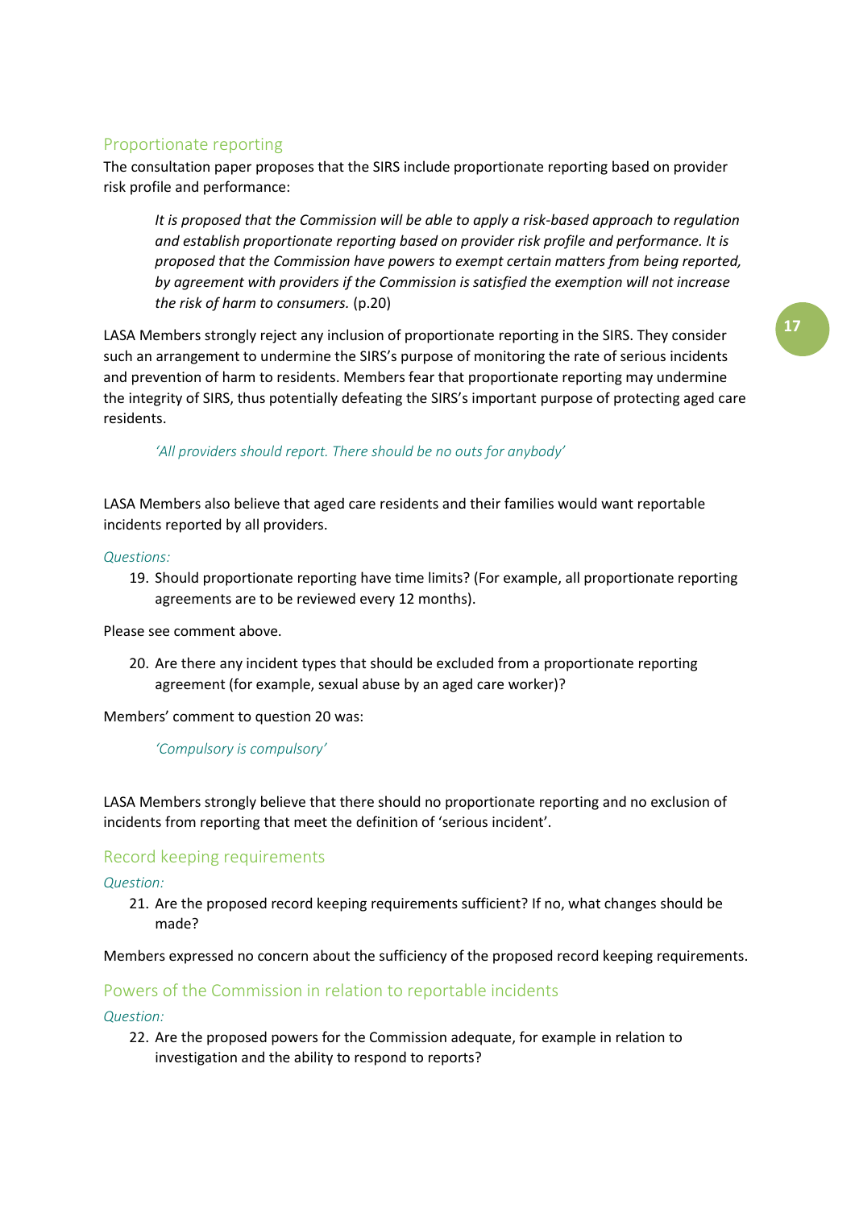## Proportionate reporting

The consultation paper proposes that the SIRS include proportionate reporting based on provider risk profile and performance:

> *It is proposed that the Commission will be able to apply a risk-based approach to regulation and establish proportionate reporting based on provider risk profile and performance. It is proposed that the Commission have powers to exempt certain matters from being reported, by agreement with providers if the Commission is satisfied the exemption will not increase the risk of harm to consumers.* (p.20)

LASA Members strongly reject any inclusion of proportionate reporting in the SIRS. They consider such an arrangement to undermine the SIRS's purpose of monitoring the rate of serious incidents and prevention of harm to residents. Members fear that proportionate reporting may undermine the integrity of SIRS, thus potentially defeating the SIRS's important purpose of protecting aged care residents.

> *'All providers should report. There should be no outs for anybody'*

LASA Members also believe that aged care residents and their families would want reportable incidents reported by all providers.

*Questions:*

19. Should proportionate reporting have time limits? (For example, all proportionate reporting agreements are to be reviewed every 12 months).

Please see comment above.

20. Are there any incident types that should be excluded from a proportionate reporting agreement (for example, sexual abuse by an aged care worker)?

Members' comment to question 20 was:

> *'Compulsory is compulsory'*

LASA Members strongly believe that there should no proportionate reporting and no exclusion of incidents from reporting that meet the definition of 'serious incident'.

## Record keeping requirements

*Question:*

21. Are the proposed record keeping requirements sufficient? If no, what changes should be made?

Members expressed no concern about the sufficiency of the proposed record keeping requirements.

## Powers of the Commission in relation to reportable incidents

*Question:*

22. Are the proposed powers for the Commission adequate, for example in relation to investigation and the ability to respond to reports?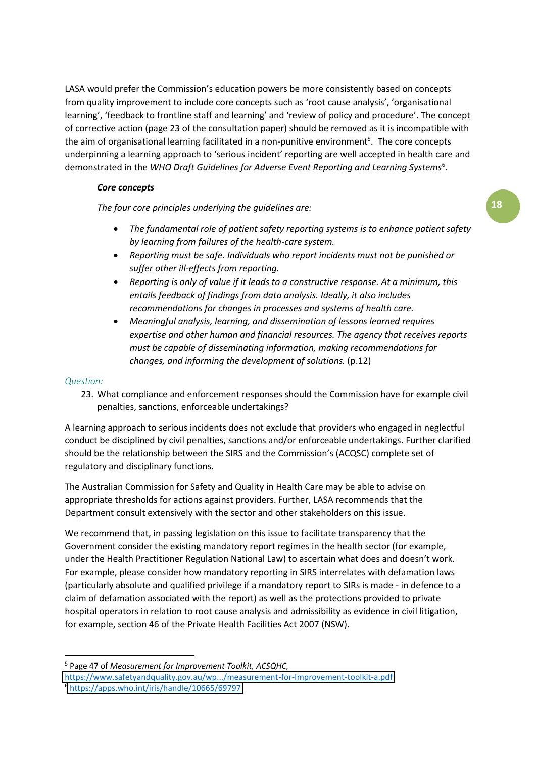LASA would prefer the Commission's education powers be more consistently based on concepts from quality improvement to include core concepts such as 'root cause analysis', 'organisational learning', 'feedback to frontline staff and learning' and 'review of policy and procedure'. The concept of corrective action (page 23 of the consultation paper) should be removed as it is incompatible with the aim of organisational learning facilitated in a non-punitive environment[5]. The core concepts underpinning a learning approach to 'serious incident' reporting are well accepted in health care and demonstrated in the *WHO Draft Guidelines for Adverse Event Reporting and Learning Systems*[6].

> ***Core concepts***
>
> *The four core principles underlying the guidelines are:*
>
> - *The fundamental role of patient safety reporting systems is to enhance patient safety by learning from failures of the health-care system.*
> - *Reporting must be safe. Individuals who report incidents must not be punished or suffer other ill-effects from reporting.*
> - *Reporting is only of value if it leads to a constructive response. At a minimum, this entails feedback of findings from data analysis. Ideally, it also includes recommendations for changes in processes and systems of health care.*
> - *Meaningful analysis, learning, and dissemination of lessons learned requires expertise and other human and financial resources. The agency that receives reports must be capable of disseminating information, making recommendations for changes, and informing the development of solutions.* (p.12)

*Question:*

23. What compliance and enforcement responses should the Commission have for example civil penalties, sanctions, enforceable undertakings?

A learning approach to serious incidents does not exclude that providers who engaged in neglectful conduct be disciplined by civil penalties, sanctions and/or enforceable undertakings. Further clarified should be the relationship between the SIRS and the Commission's (ACQSC) complete set of regulatory and disciplinary functions.

The Australian Commission for Safety and Quality in Health Care may be able to advise on appropriate thresholds for actions against providers. Further, LASA recommends that the Department consult extensively with the sector and other stakeholders on this issue.

We recommend that, in passing legislation on this issue to facilitate transparency that the Government consider the existing mandatory report regimes in the health sector (for example, under the Health Practitioner Regulation National Law) to ascertain what does and doesn't work. For example, please consider how mandatory reporting in SIRS interrelates with defamation laws (particularly absolute and qualified privilege if a mandatory report to SIRs is made - in defence to a claim of defamation associated with the report) as well as the protections provided to private hospital operators in relation to root cause analysis and admissibility as evidence in civil litigation, for example, section 46 of the Private Health Facilities Act 2007 (NSW).

---

[5] Page 47 of *Measurement for Improvement Toolkit, ACSQHC,* https://www.safetyandquality.gov.au/wp.../measurement-for-Improvement-toolkit-a.pdf

[6] https://apps.who.int/iris/handle/10665/69797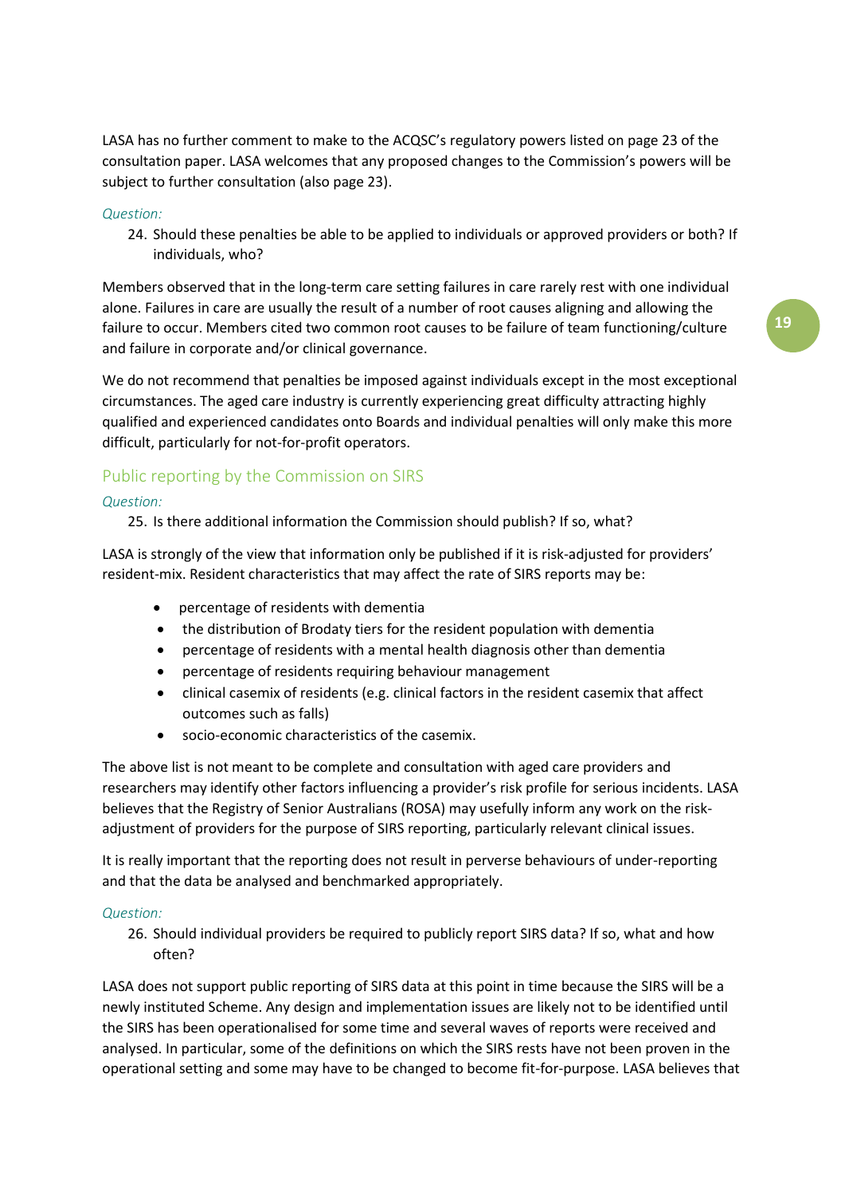LASA has no further comment to make to the ACQSC's regulatory powers listed on page 23 of the consultation paper. LASA welcomes that any proposed changes to the Commission's powers will be subject to further consultation (also page 23).

*Question:*

24. Should these penalties be able to be applied to individuals or approved providers or both? If individuals, who?

Members observed that in the long-term care setting failures in care rarely rest with one individual alone. Failures in care are usually the result of a number of root causes aligning and allowing the failure to occur. Members cited two common root causes to be failure of team functioning/culture and failure in corporate and/or clinical governance.

We do not recommend that penalties be imposed against individuals except in the most exceptional circumstances. The aged care industry is currently experiencing great difficulty attracting highly qualified and experienced candidates onto Boards and individual penalties will only make this more difficult, particularly for not-for-profit operators.

## Public reporting by the Commission on SIRS

*Question:*

25. Is there additional information the Commission should publish? If so, what?

LASA is strongly of the view that information only be published if it is risk-adjusted for providers' resident-mix. Resident characteristics that may affect the rate of SIRS reports may be:

- percentage of residents with dementia
- the distribution of Brodaty tiers for the resident population with dementia
- percentage of residents with a mental health diagnosis other than dementia
- percentage of residents requiring behaviour management
- clinical casemix of residents (e.g. clinical factors in the resident casemix that affect outcomes such as falls)
- socio-economic characteristics of the casemix.

The above list is not meant to be complete and consultation with aged care providers and researchers may identify other factors influencing a provider's risk profile for serious incidents. LASA believes that the Registry of Senior Australians (ROSA) may usefully inform any work on the risk-adjustment of providers for the purpose of SIRS reporting, particularly relevant clinical issues.

It is really important that the reporting does not result in perverse behaviours of under-reporting and that the data be analysed and benchmarked appropriately.

*Question:*

26. Should individual providers be required to publicly report SIRS data? If so, what and how often?

LASA does not support public reporting of SIRS data at this point in time because the SIRS will be a newly instituted Scheme. Any design and implementation issues are likely not to be identified until the SIRS has been operationalised for some time and several waves of reports were received and analysed. In particular, some of the definitions on which the SIRS rests have not been proven in the operational setting and some may have to be changed to become fit-for-purpose. LASA believes that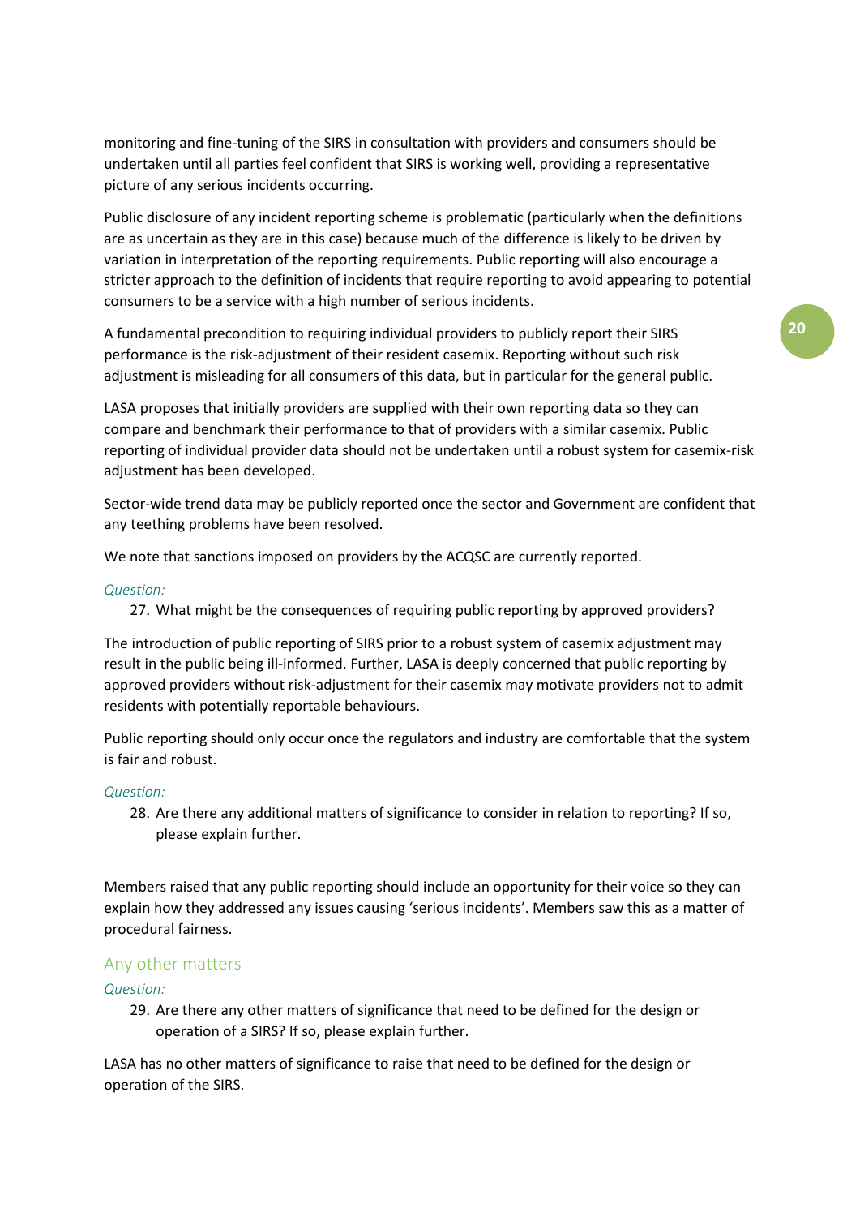monitoring and fine-tuning of the SIRS in consultation with providers and consumers should be undertaken until all parties feel confident that SIRS is working well, providing a representative picture of any serious incidents occurring.

Public disclosure of any incident reporting scheme is problematic (particularly when the definitions are as uncertain as they are in this case) because much of the difference is likely to be driven by variation in interpretation of the reporting requirements. Public reporting will also encourage a stricter approach to the definition of incidents that require reporting to avoid appearing to potential consumers to be a service with a high number of serious incidents.

A fundamental precondition to requiring individual providers to publicly report their SIRS performance is the risk-adjustment of their resident casemix. Reporting without such risk adjustment is misleading for all consumers of this data, but in particular for the general public.

LASA proposes that initially providers are supplied with their own reporting data so they can compare and benchmark their performance to that of providers with a similar casemix. Public reporting of individual provider data should not be undertaken until a robust system for casemix-risk adjustment has been developed.

Sector-wide trend data may be publicly reported once the sector and Government are confident that any teething problems have been resolved.

We note that sanctions imposed on providers by the ACQSC are currently reported.

*Question:*

27. What might be the consequences of requiring public reporting by approved providers?

The introduction of public reporting of SIRS prior to a robust system of casemix adjustment may result in the public being ill-informed. Further, LASA is deeply concerned that public reporting by approved providers without risk-adjustment for their casemix may motivate providers not to admit residents with potentially reportable behaviours.

Public reporting should only occur once the regulators and industry are comfortable that the system is fair and robust.

*Question:*

28. Are there any additional matters of significance to consider in relation to reporting? If so, please explain further.

Members raised that any public reporting should include an opportunity for their voice so they can explain how they addressed any issues causing 'serious incidents'. Members saw this as a matter of procedural fairness.

## Any other matters

*Question:*

29. Are there any other matters of significance that need to be defined for the design or operation of a SIRS? If so, please explain further.

LASA has no other matters of significance to raise that need to be defined for the design or operation of the SIRS.